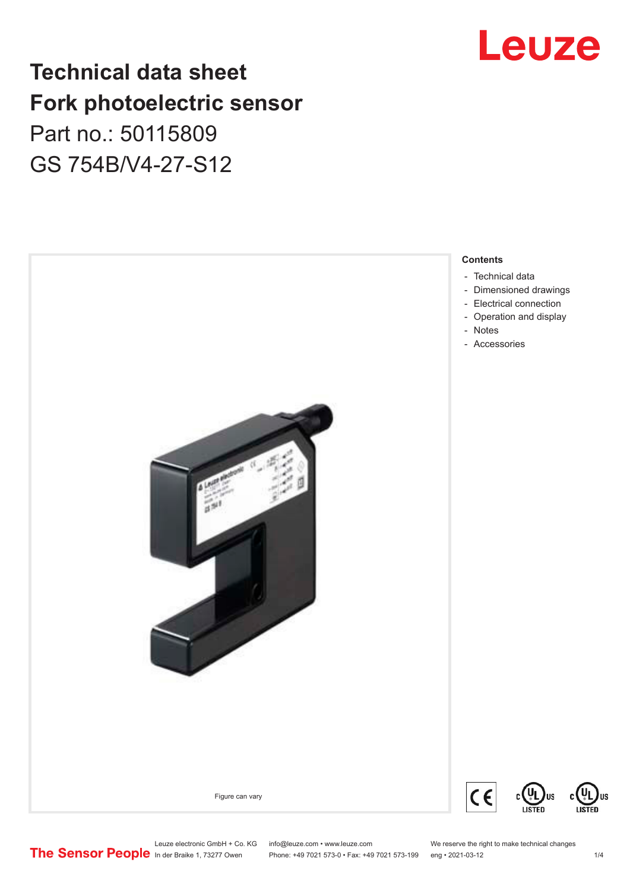# Technical data sheet
# Fork photoelectric sensor

Part no.: 50115809

GS 754B/V4-27-S12

Figure can vary

## Contents

- Technical data
- Dimensioned drawings
- Electrical connection
- Operation and display
- Notes
- Accessories

Leuze electronic GmbH + Co. KG
In der Braike 1, 73277 Owen

info@leuze.com • www.leuze.com
Phone: +49 7021 573-0 • Fax: +49 7021 573-199

We reserve the right to make technical changes
eng • 2021-03-12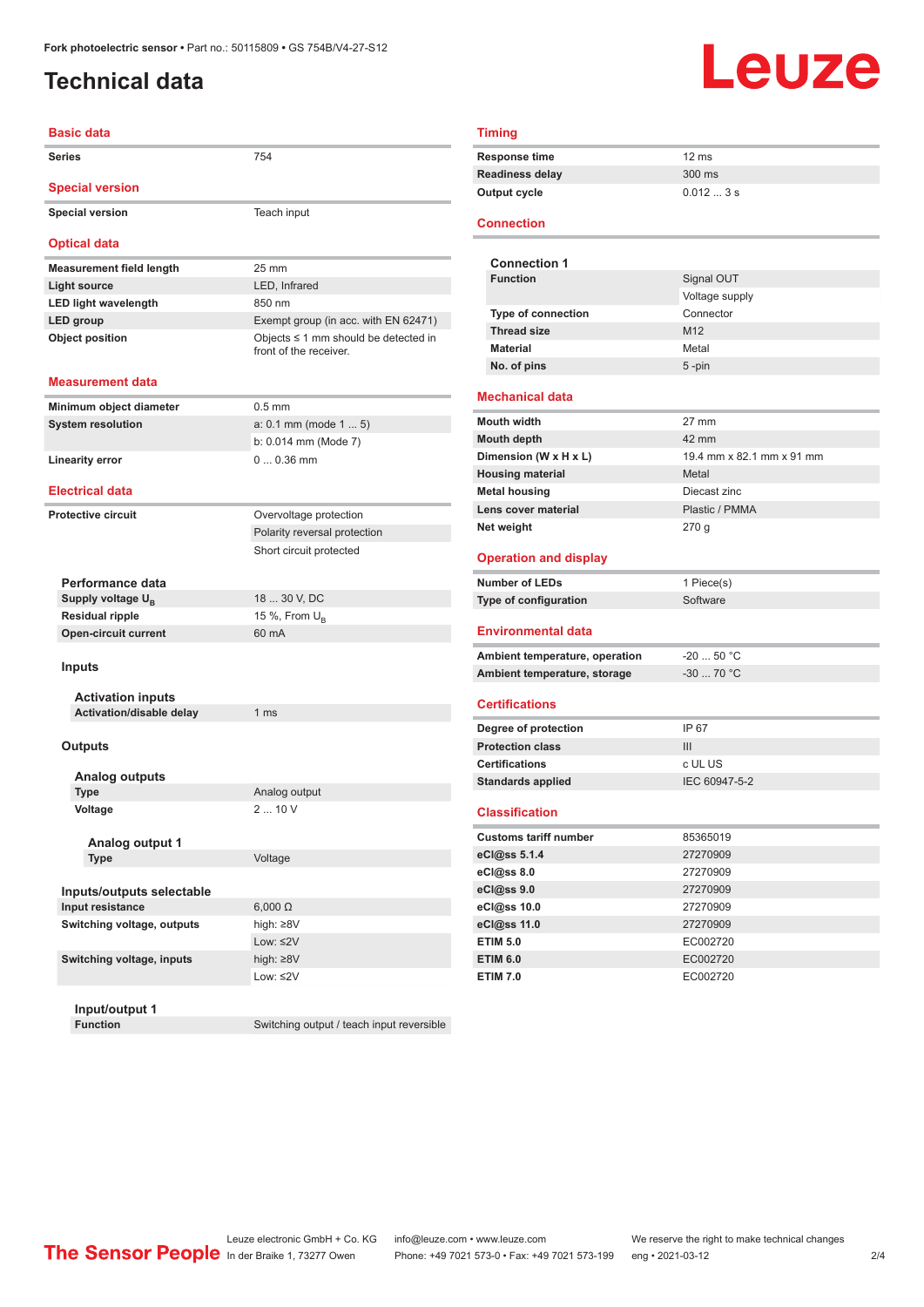Fork photoelectric sensor • Part no.: 50115809 • GS 754B/V4-27-S12

# Technical data

## Basic data

| | |
|---|---|
| Series | 754 |

## Special version

| | |
|---|---|
| Special version | Teach input |

## Optical data

| | |
|---|---|
| Measurement field length | 25 mm |
| Light source | LED, Infrared |
| LED light wavelength | 850 nm |
| LED group | Exempt group (in acc. with EN 62471) |
| Object position | Objects ≤ 1 mm should be detected in front of the receiver. |

## Measurement data

| | |
|---|---|
| Minimum object diameter | 0.5 mm |
| System resolution | a: 0.1 mm (mode 1 ... 5) |
| | b: 0.014 mm (Mode 7) |
| Linearity error | 0 ... 0.36 mm |

## Electrical data

| | |
|---|---|
| Protective circuit | Overvoltage protection |
| | Polarity reversal protection |
| | Short circuit protected |

### Performance data

| | |
|---|---|
| Supply voltage $U_B$ | 18 ... 30 V, DC |
| Residual ripple | 15 %, From $U_B$ |
| Open-circuit current | 60 mA |

### Inputs

#### Activation inputs

| | |
|---|---|
| Activation/disable delay | 1 ms |

### Outputs

#### Analog outputs

| | |
|---|---|
| Type | Analog output |
| Voltage | 2 ... 10 V |

##### Analog output 1

| | |
|---|---|
| Type | Voltage |

### Inputs/outputs selectable

| | |
|---|---|
| Input resistance | 6,000 Ω |
| Switching voltage, outputs | high: ≥8V |
| | Low: ≤2V |
| Switching voltage, inputs | high: ≥8V |
| | Low: ≤2V |

#### Input/output 1

| | |
|---|---|
| Function | Switching output / teach input reversible |

## Timing

| | |
|---|---|
| Response time | 12 ms |
| Readiness delay | 300 ms |
| Output cycle | 0.012 ... 3 s |

## Connection

### Connection 1

| | |
|---|---|
| Function | Signal OUT |
| | Voltage supply |
| Type of connection | Connector |
| Thread size | M12 |
| Material | Metal |
| No. of pins | 5 -pin |

## Mechanical data

| | |
|---|---|
| Mouth width | 27 mm |
| Mouth depth | 42 mm |
| Dimension (W x H x L) | 19.4 mm x 82.1 mm x 91 mm |
| Housing material | Metal |
| Metal housing | Diecast zinc |
| Lens cover material | Plastic / PMMA |
| Net weight | 270 g |

## Operation and display

| | |
|---|---|
| Number of LEDs | 1 Piece(s) |
| Type of configuration | Software |

## Environmental data

| | |
|---|---|
| Ambient temperature, operation | -20 ... 50 °C |
| Ambient temperature, storage | -30 ... 70 °C |

## Certifications

| | |
|---|---|
| Degree of protection | IP 67 |
| Protection class | III |
| Certifications | c UL US |
| Standards applied | IEC 60947-5-2 |

## Classification

| | |
|---|---|
| Customs tariff number | 85365019 |
| eCl@ss 5.1.4 | 27270909 |
| eCl@ss 8.0 | 27270909 |
| eCl@ss 9.0 | 27270909 |
| eCl@ss 10.0 | 27270909 |
| eCl@ss 11.0 | 27270909 |
| ETIM 5.0 | EC002720 |
| ETIM 6.0 | EC002720 |
| ETIM 7.0 | EC002720 |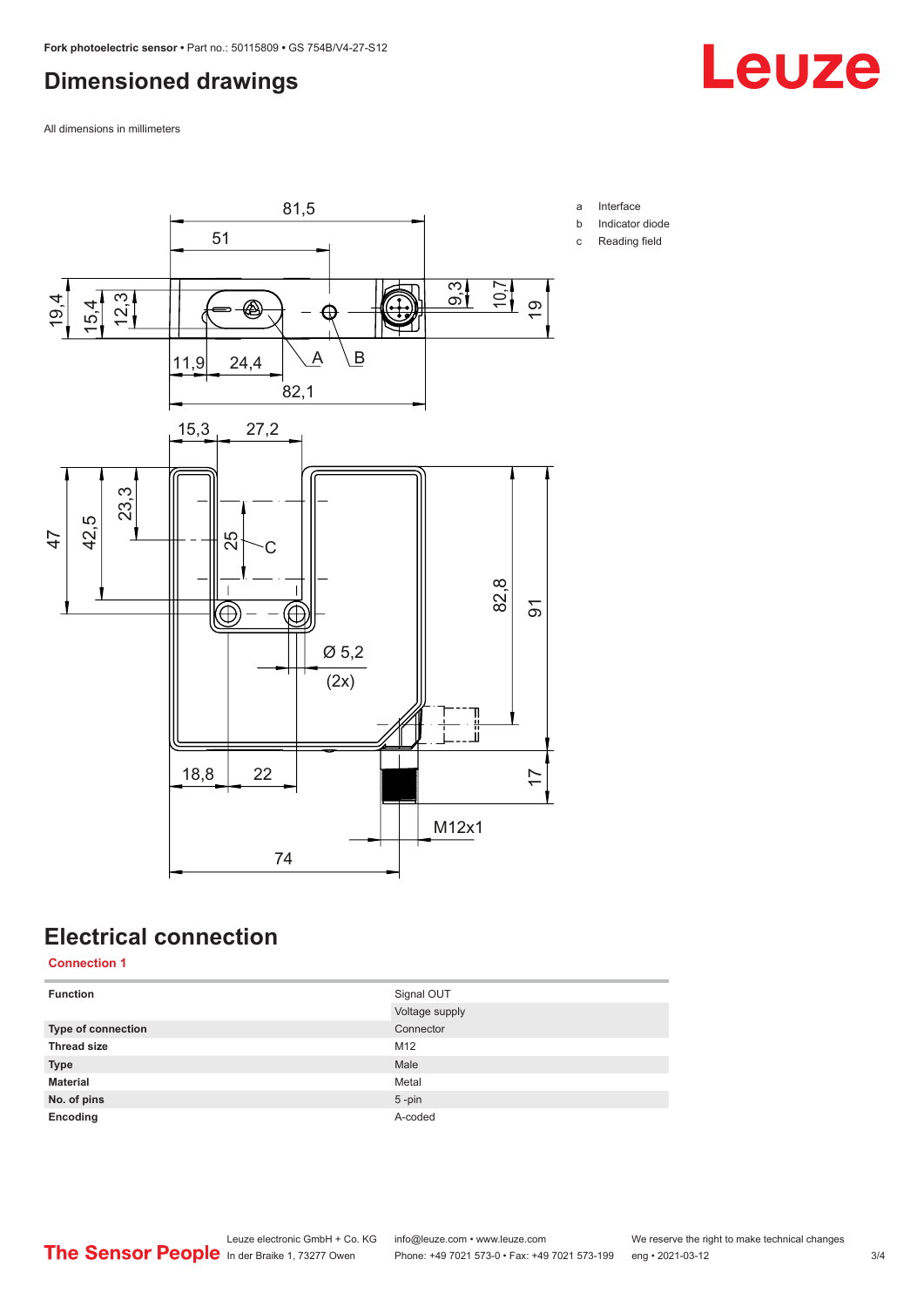## Dimensioned drawings

All dimensions in millimeters

a Interface
b Indicator diode
c Reading field

## Electrical connection

**Connection 1**

| Function | Signal OUT |
|---|---|
| | Voltage supply |
| Type of connection | Connector |
| Thread size | M12 |
| Type | Male |
| Material | Metal |
| No. of pins | 5 -pin |
| Encoding | A-coded |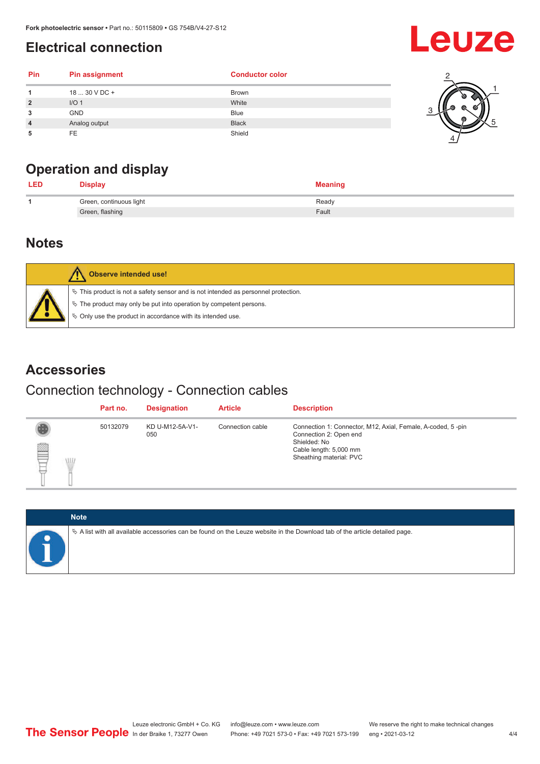## Electrical connection

| Pin | Pin assignment | Conductor color |
|---|---|---|
| 1 | 18 ... 30 V DC + | Brown |
| 2 | I/O 1 | White |
| 3 | GND | Blue |
| 4 | Analog output | Black |
| 5 | FE | Shield |

## Operation and display

| LED | Display | Meaning |
|---|---|---|
| 1 | Green, continuous light | Ready |
| | Green, flashing | Fault |

## Notes

**Observe intended use!**

- This product is not a safety sensor and is not intended as personnel protection.
- The product may only be put into operation by competent persons.
- Only use the product in accordance with its intended use.

## Accessories

### Connection technology - Connection cables

| Part no. | Designation | Article | Description |
|---|---|---|---|
| 50132079 | KD U-M12-5A-V1-050 | Connection cable | Connection 1: Connector, M12, Axial, Female, A-coded, 5 -pin<br>Connection 2: Open end<br>Shielded: No<br>Cable length: 5,000 mm<br>Sheathing material: PVC |

**Note**

- A list with all available accessories can be found on the Leuze website in the Download tab of the article detailed page.